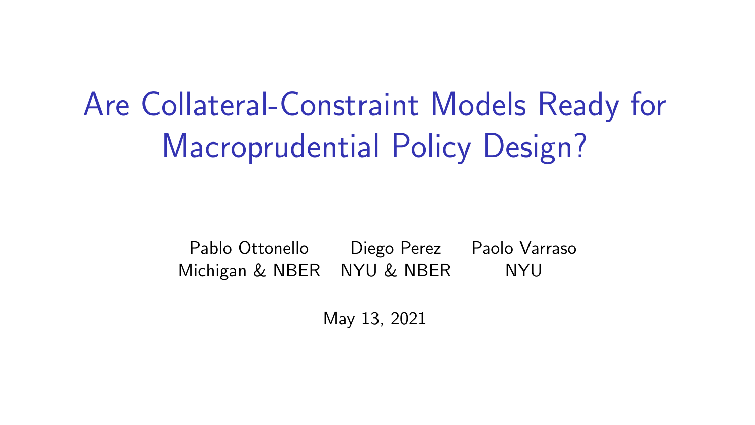# Are Collateral-Constraint Models Ready for Macroprudential Policy Design?

| Pablo Ottonello | Diego Perez | Paolo Varraso |
|---|---|---|
| Michigan & NBER | NYU & NBER | NYU |

May 13, 2021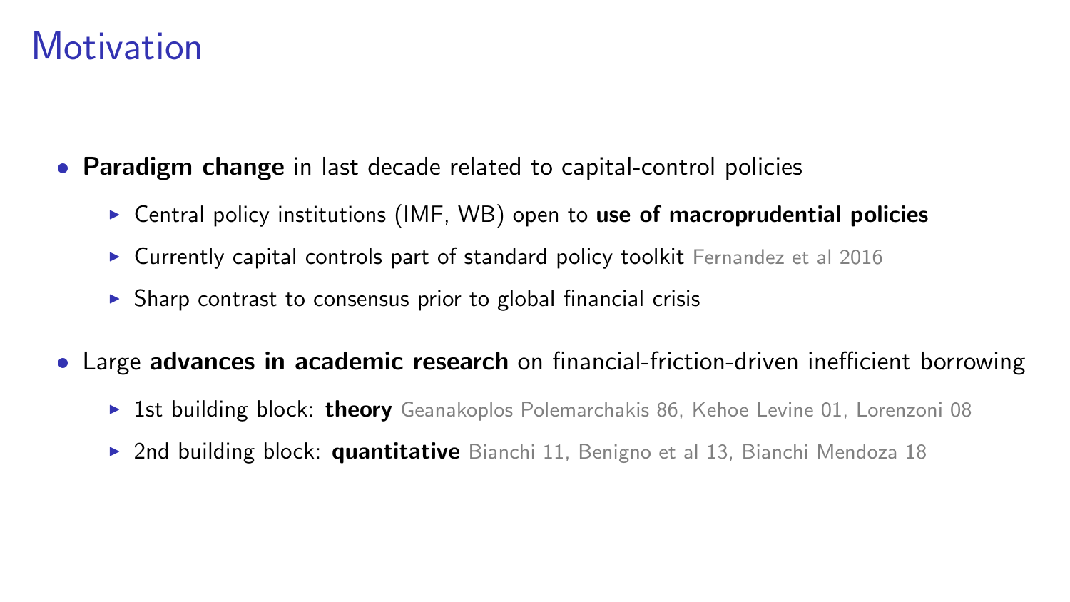# Motivation

- **Paradigm change** in last decade related to capital-control policies
  - Central policy institutions (IMF, WB) open to **use of macroprudential policies**
  - Currently capital controls part of standard policy toolkit Fernandez et al 2016
  - Sharp contrast to consensus prior to global financial crisis
- Large **advances in academic research** on financial-friction-driven inefficient borrowing
  - 1st building block: **theory** Geanakoplos Polemarchakis 86, Kehoe Levine 01, Lorenzoni 08
  - 2nd building block: **quantitative** Bianchi 11, Benigno et al 13, Bianchi Mendoza 18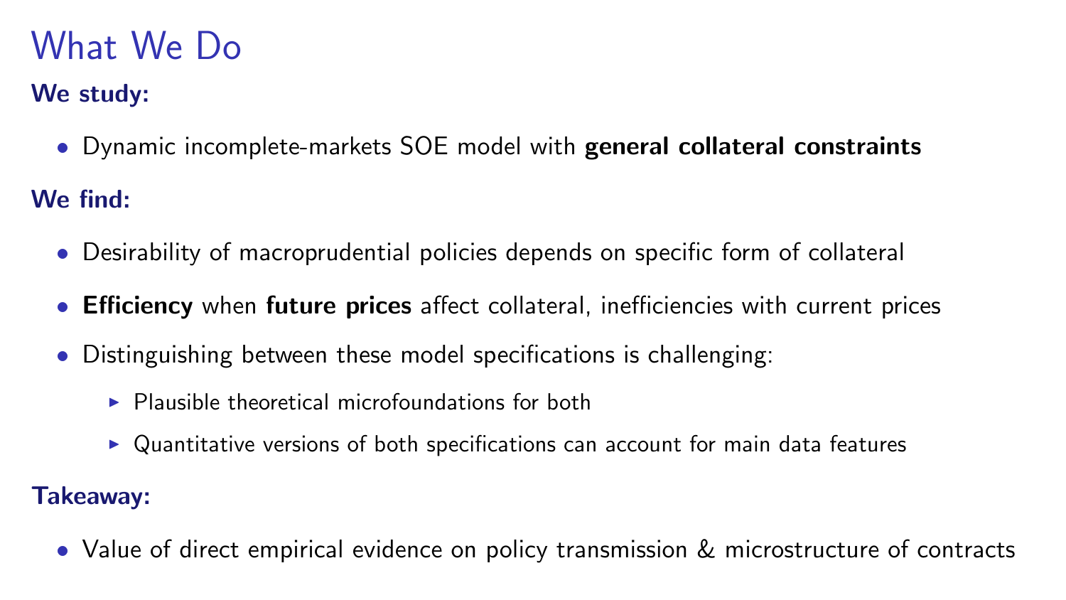# What We Do

**We study:**

- Dynamic incomplete-markets SOE model with **general collateral constraints**

**We find:**

- Desirability of macroprudential policies depends on specific form of collateral
- **Efficiency** when **future prices** affect collateral, inefficiencies with current prices
- Distinguishing between these model specifications is challenging:
  - Plausible theoretical microfoundations for both
  - Quantitative versions of both specifications can account for main data features

**Takeaway:**

- Value of direct empirical evidence on policy transmission & microstructure of contracts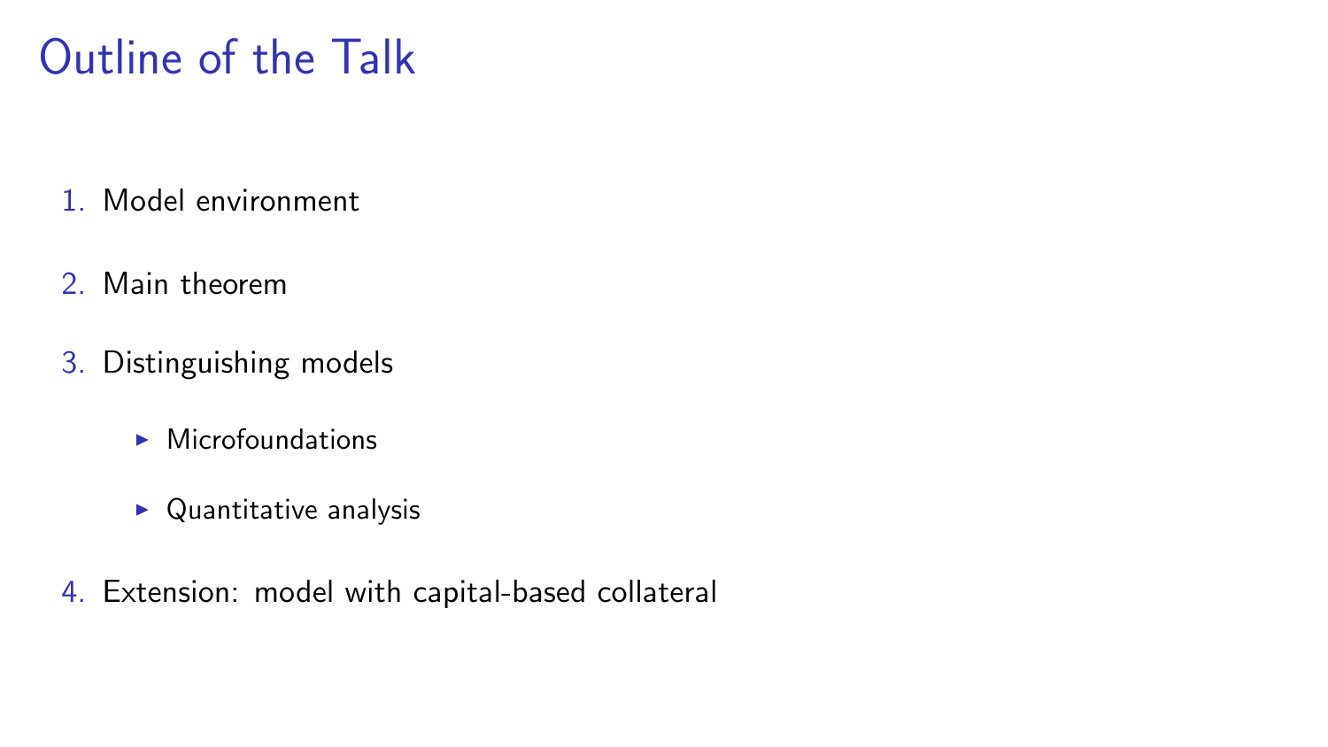# Outline of the Talk

1. Model environment
2. Main theorem
3. Distinguishing models
   - Microfoundations
   - Quantitative analysis
4. Extension: model with capital-based collateral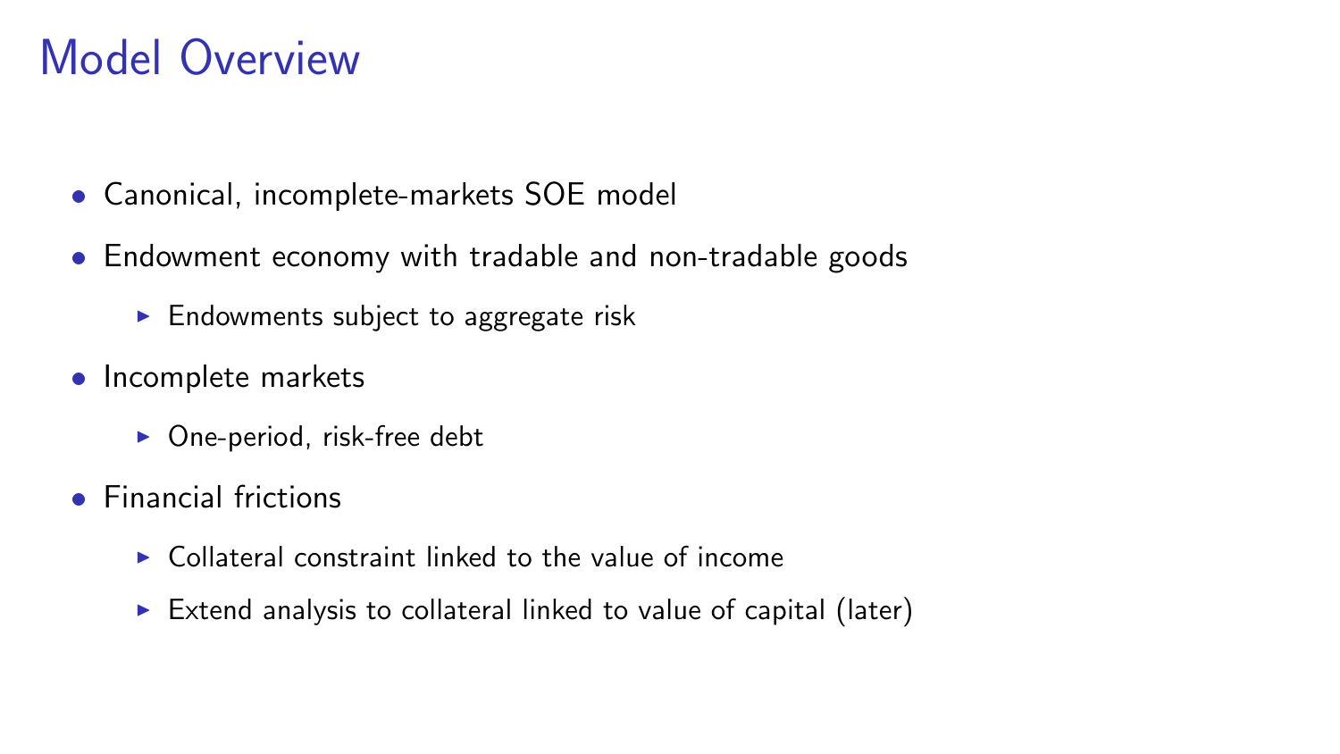# Model Overview

- Canonical, incomplete-markets SOE model
- Endowment economy with tradable and non-tradable goods
  - Endowments subject to aggregate risk
- Incomplete markets
  - One-period, risk-free debt
- Financial frictions
  - Collateral constraint linked to the value of income
  - Extend analysis to collateral linked to value of capital (later)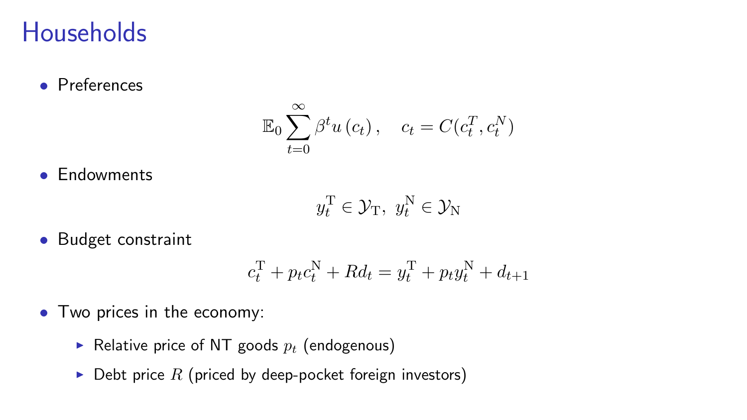# Households

- Preferences

$$\mathbb{E}_0 \sum_{t=0}^{\infty} \beta^t u\left(c_t\right), \quad c_t = C(c_t^T, c_t^N)$$

- Endowments

$$y_t^{\mathrm{T}} \in \mathcal{Y}_{\mathrm{T}},\ y_t^{\mathrm{N}} \in \mathcal{Y}_{\mathrm{N}}$$

- Budget constraint

$$c_t^{\mathrm{T}} + p_t c_t^{\mathrm{N}} + R d_t = y_t^{\mathrm{T}} + p_t y_t^{\mathrm{N}} + d_{t+1}$$

- Two prices in the economy:
  - Relative price of NT goods $p_t$ (endogenous)
  - Debt price $R$ (priced by deep-pocket foreign investors)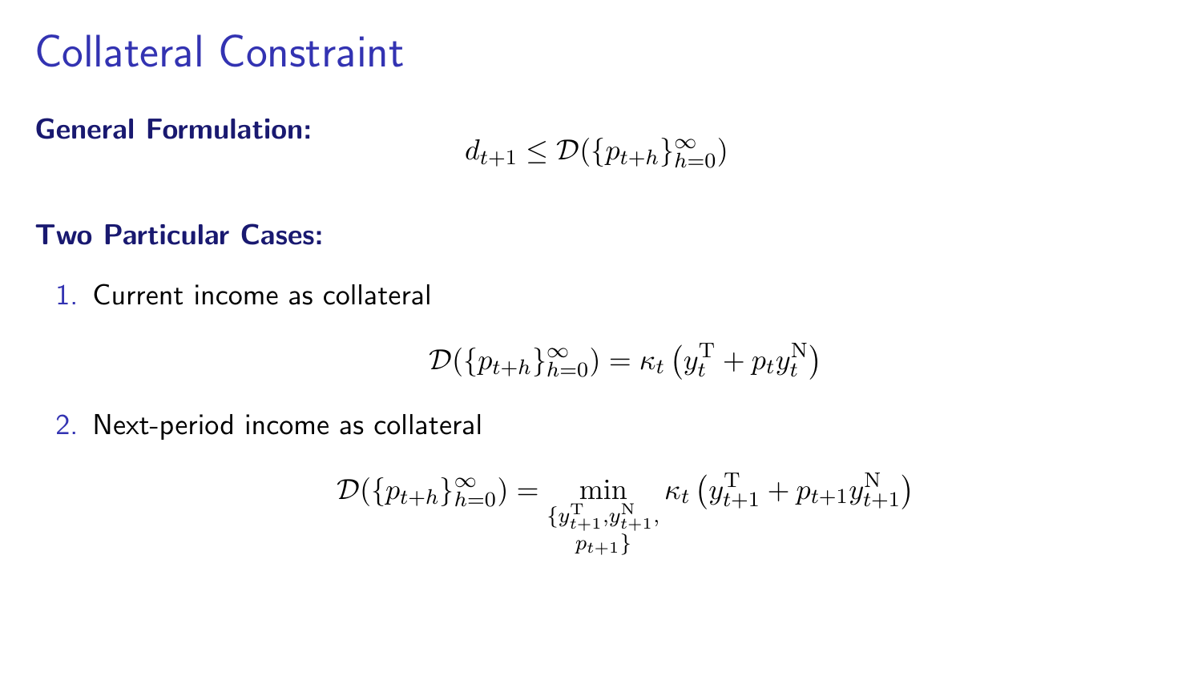# Collateral Constraint

**General Formulation:**

$$d_{t+1} \leq \mathcal{D}(\{p_{t+h}\}_{h=0}^{\infty})$$

**Two Particular Cases:**

1. Current income as collateral

$$\mathcal{D}(\{p_{t+h}\}_{h=0}^{\infty}) = \kappa_t \left( y_t^{\mathrm{T}} + p_t y_t^{\mathrm{N}} \right)$$

2. Next-period income as collateral

$$\mathcal{D}(\{p_{t+h}\}_{h=0}^{\infty}) = \min_{\substack{\{y_{t+1}^{\mathrm{T}}, y_{t+1}^{\mathrm{N}}, \\ p_{t+1}\}}} \kappa_t \left( y_{t+1}^{\mathrm{T}} + p_{t+1} y_{t+1}^{\mathrm{N}} \right)$$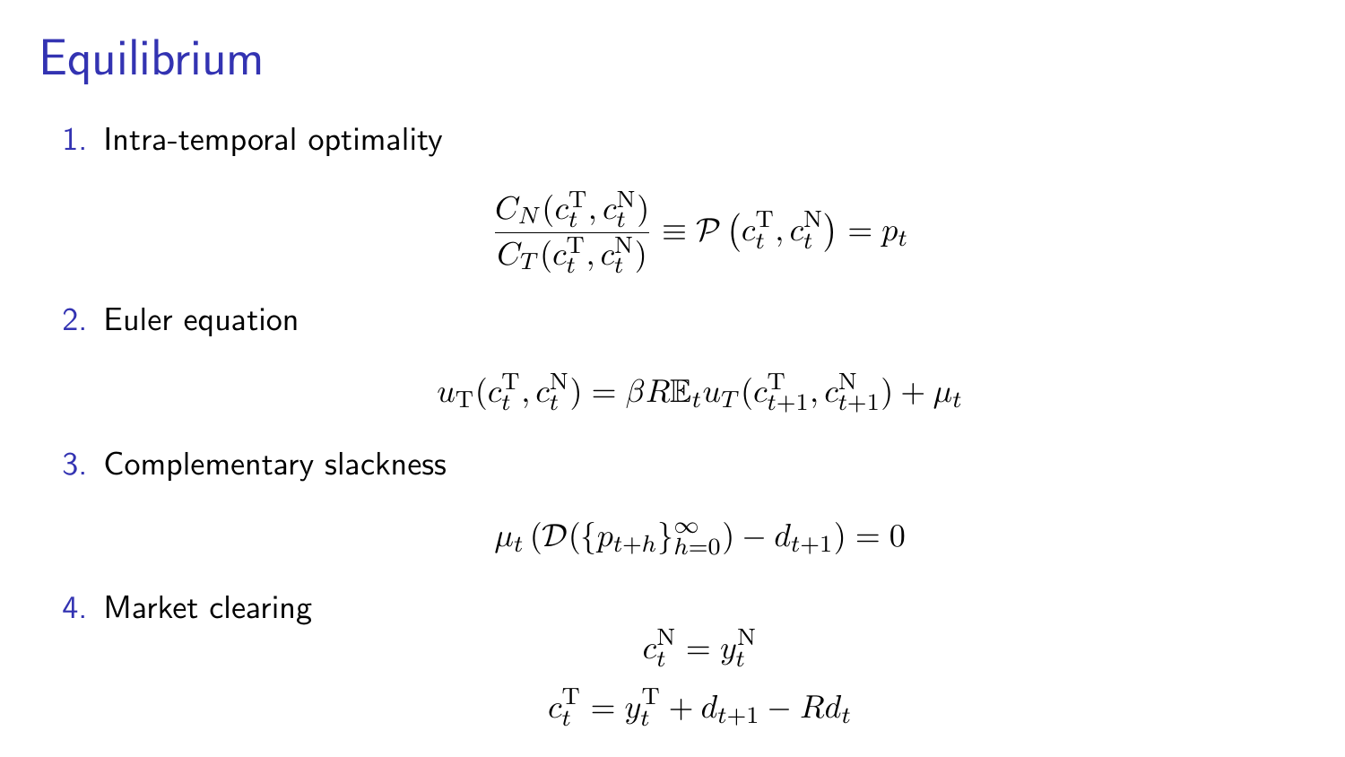# Equilibrium

1. Intra-temporal optimality

$$\frac{C_N(c_t^{\mathrm{T}}, c_t^{\mathrm{N}})}{C_T(c_t^{\mathrm{T}}, c_t^{\mathrm{N}})} \equiv \mathcal{P}\left(c_t^{\mathrm{T}}, c_t^{\mathrm{N}}\right) = p_t$$

2. Euler equation

$$u_{\mathrm{T}}(c_t^{\mathrm{T}}, c_t^{\mathrm{N}}) = \beta R \mathbb{E}_t u_T(c_{t+1}^{\mathrm{T}}, c_{t+1}^{\mathrm{N}}) + \mu_t$$

3. Complementary slackness

$$\mu_t \left(\mathcal{D}(\{p_{t+h}\}_{h=0}^{\infty}) - d_{t+1}\right) = 0$$

4. Market clearing

$$c_t^{\mathrm{N}} = y_t^{\mathrm{N}}$$

$$c_t^{\mathrm{T}} = y_t^{\mathrm{T}} + d_{t+1} - R d_t$$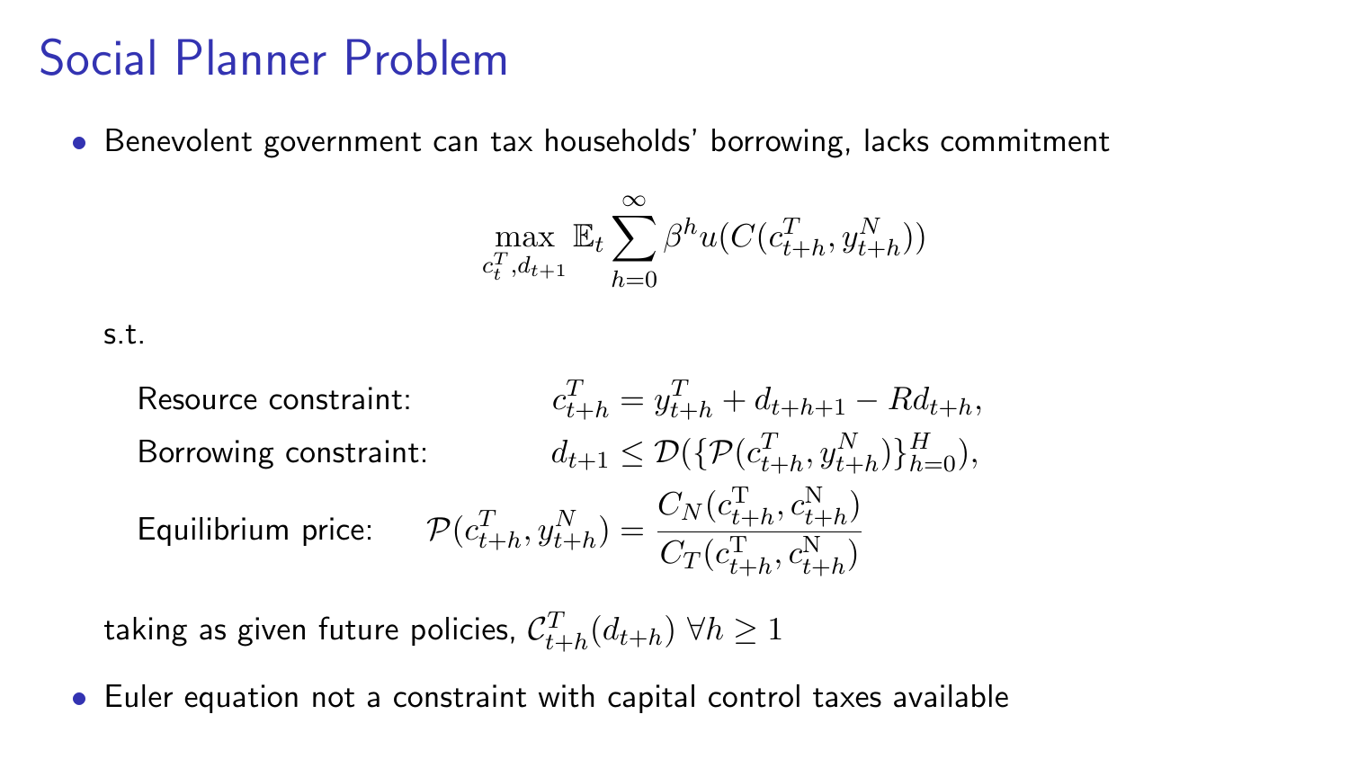# Social Planner Problem

- Benevolent government can tax households' borrowing, lacks commitment

$$\max_{c_t^T, d_{t+1}} \mathbb{E}_t \sum_{h=0}^{\infty} \beta^h u(C(c_{t+h}^T, y_{t+h}^N))$$

s.t.

$$\text{Resource constraint:} \qquad c_{t+h}^T = y_{t+h}^T + d_{t+h+1} - R d_{t+h},$$

$$\text{Borrowing constraint:} \qquad d_{t+1} \leq \mathcal{D}(\{\mathcal{P}(c_{t+h}^T, y_{t+h}^N)\}_{h=0}^{H}),$$

$$\text{Equilibrium price:} \qquad \mathcal{P}(c_{t+h}^T, y_{t+h}^N) = \frac{C_N(c_{t+h}^{\mathrm{T}}, c_{t+h}^{\mathrm{N}})}{C_T(c_{t+h}^{\mathrm{T}}, c_{t+h}^{\mathrm{N}})}$$

taking as given future policies, $\mathcal{C}_{t+h}^T(d_{t+h}) \ \forall h \geq 1$

- Euler equation not a constraint with capital control taxes available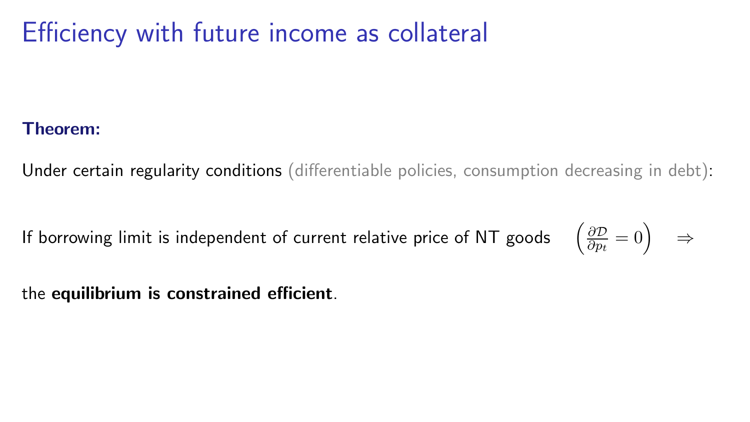# Efficiency with future income as collateral

**Theorem:**

Under certain regularity conditions (differentiable policies, consumption decreasing in debt):

If borrowing limit is independent of current relative price of NT goods $\left(\frac{\partial \mathcal{D}}{\partial p_t} = 0\right) \quad \Rightarrow$

the **equilibrium is constrained efficient**.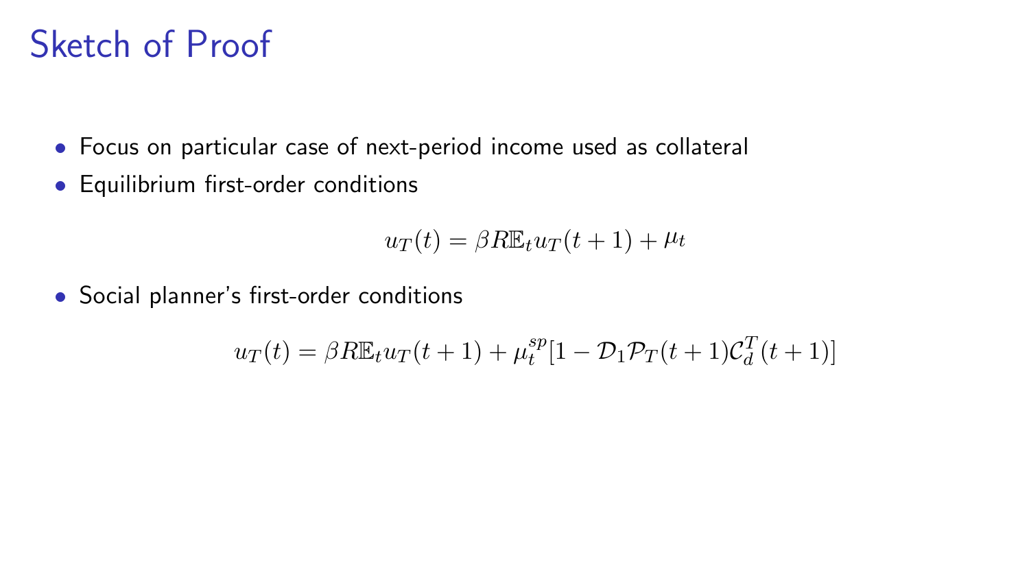# Sketch of Proof

- Focus on particular case of next-period income used as collateral
- Equilibrium first-order conditions

$$u_T(t) = \beta R \mathbb{E}_t u_T(t+1) + \mu_t$$

- Social planner's first-order conditions

$$u_T(t) = \beta R \mathbb{E}_t u_T(t+1) + \mu_t^{sp}[1 - \mathcal{D}_1 \mathcal{P}_T(t+1) \mathcal{C}_d^T(t+1)]$$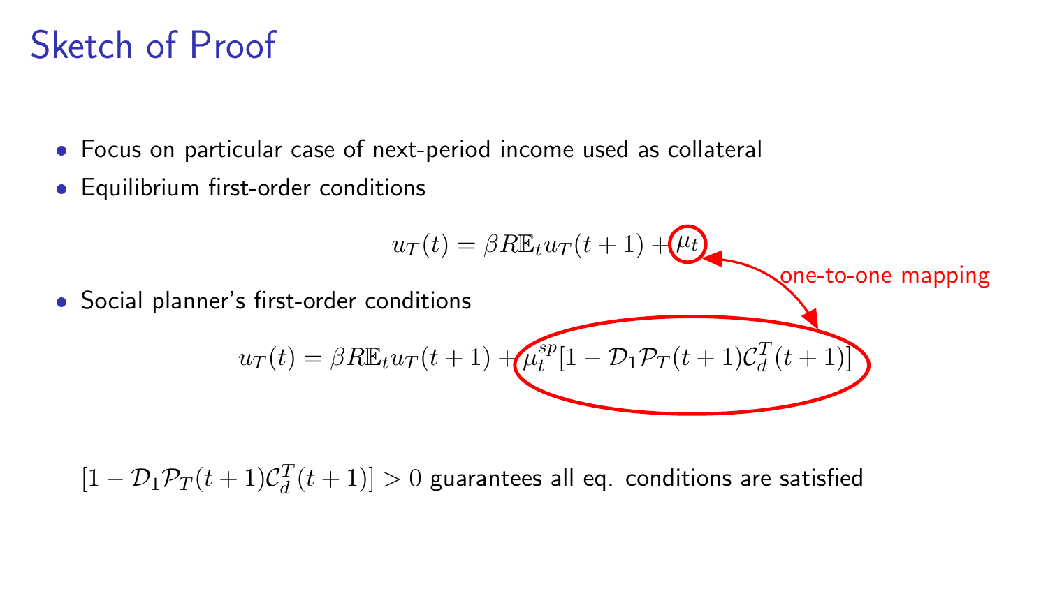# Sketch of Proof

- Focus on particular case of next-period income used as collateral
- Equilibrium first-order conditions

$$u_T(t) = \beta R \mathbb{E}_t u_T(t+1) + \mu_t$$

- Social planner's first-order conditions

$$u_T(t) = \beta R \mathbb{E}_t u_T(t+1) + \mu_t^{sp}[1 - \mathcal{D}_1 \mathcal{P}_T(t+1) \mathcal{C}_d^T(t+1)]$$

one-to-one mapping

$[1 - \mathcal{D}_1 \mathcal{P}_T(t+1) \mathcal{C}_d^T(t+1)] > 0$ guarantees all eq. conditions are satisfied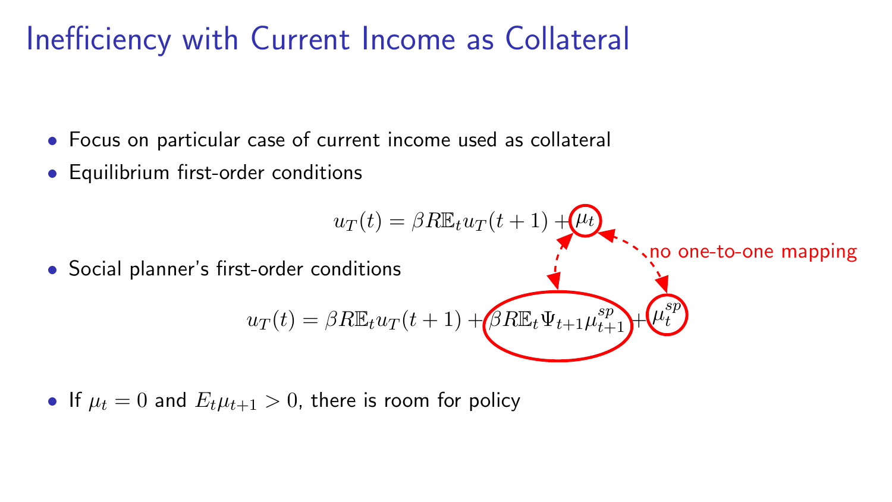# Inefficiency with Current Income as Collateral

- Focus on particular case of current income used as collateral
- Equilibrium first-order conditions

$$u_T(t) = \beta R \mathbb{E}_t u_T(t+1) + \mu_t$$

- Social planner's first-order conditions

$$u_T(t) = \beta R \mathbb{E}_t u_T(t+1) + \beta R \mathbb{E}_t \Psi_{t+1} \mu_{t+1}^{sp} + \mu_t^{sp}$$

no one-to-one mapping

- If $\mu_t = 0$ and $E_t \mu_{t+1} > 0$, there is room for policy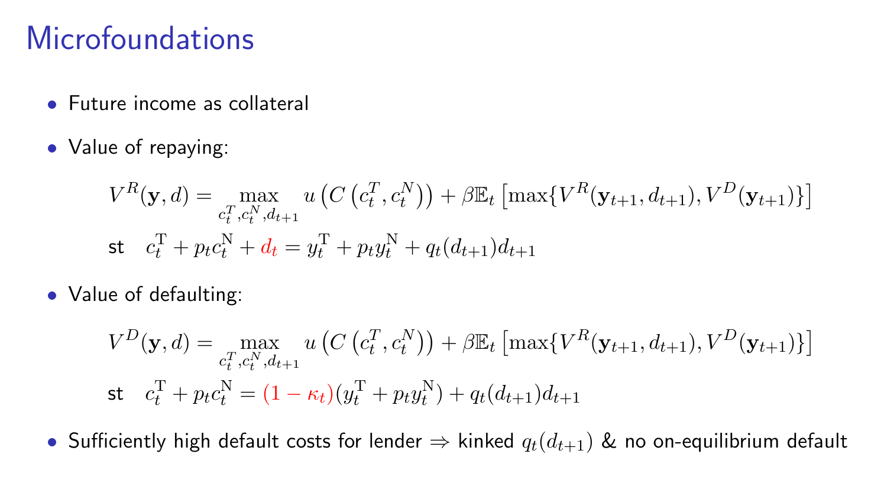# Microfoundations

- Future income as collateral
- Value of repaying:

$$
\begin{aligned}
V^R(\mathbf{y}, d) &= \max_{c_t^T, c_t^N, d_{t+1}} u\left(C\left(c_t^T, c_t^N\right)\right) + \beta \mathbb{E}_t \left[\max\{V^R(\mathbf{y}_{t+1}, d_{t+1}), V^D(\mathbf{y}_{t+1})\}\right] \\
\text{st} \quad & c_t^{\mathrm{T}} + p_t c_t^{\mathrm{N}} + d_t = y_t^{\mathrm{T}} + p_t y_t^{\mathrm{N}} + q_t(d_{t+1}) d_{t+1}
\end{aligned}
$$

- Value of defaulting:

$$
\begin{aligned}
V^D(\mathbf{y}, d) &= \max_{c_t^T, c_t^N, d_{t+1}} u\left(C\left(c_t^T, c_t^N\right)\right) + \beta \mathbb{E}_t \left[\max\{V^R(\mathbf{y}_{t+1}, d_{t+1}), V^D(\mathbf{y}_{t+1})\}\right] \\
\text{st} \quad & c_t^{\mathrm{T}} + p_t c_t^{\mathrm{N}} = (1 - \kappa_t)(y_t^{\mathrm{T}} + p_t y_t^{\mathrm{N}}) + q_t(d_{t+1}) d_{t+1}
\end{aligned}
$$

- Sufficiently high default costs for lender $\Rightarrow$ kinked $q_t(d_{t+1})$ & no on-equilibrium default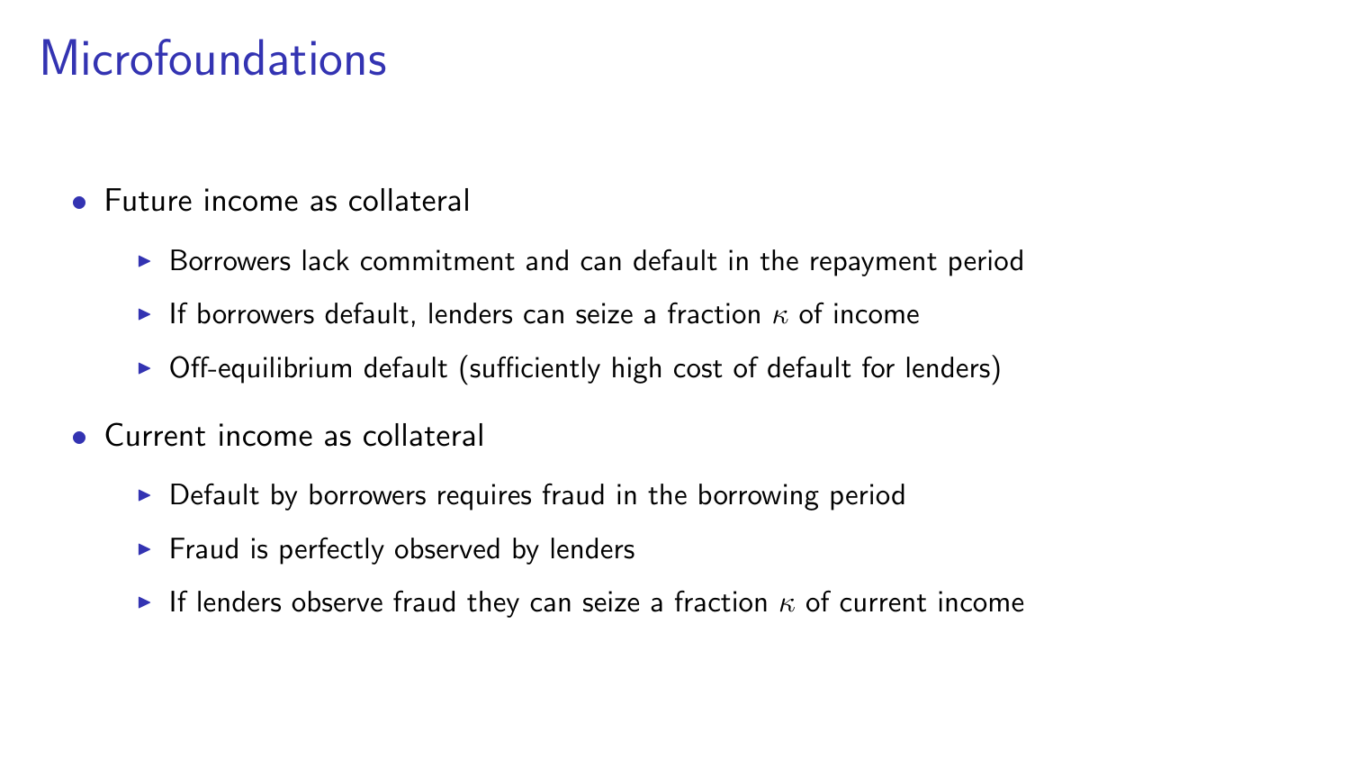# Microfoundations

- Future income as collateral
  - Borrowers lack commitment and can default in the repayment period
  - If borrowers default, lenders can seize a fraction $\kappa$ of income
  - Off-equilibrium default (sufficiently high cost of default for lenders)
- Current income as collateral
  - Default by borrowers requires fraud in the borrowing period
  - Fraud is perfectly observed by lenders
  - If lenders observe fraud they can seize a fraction $\kappa$ of current income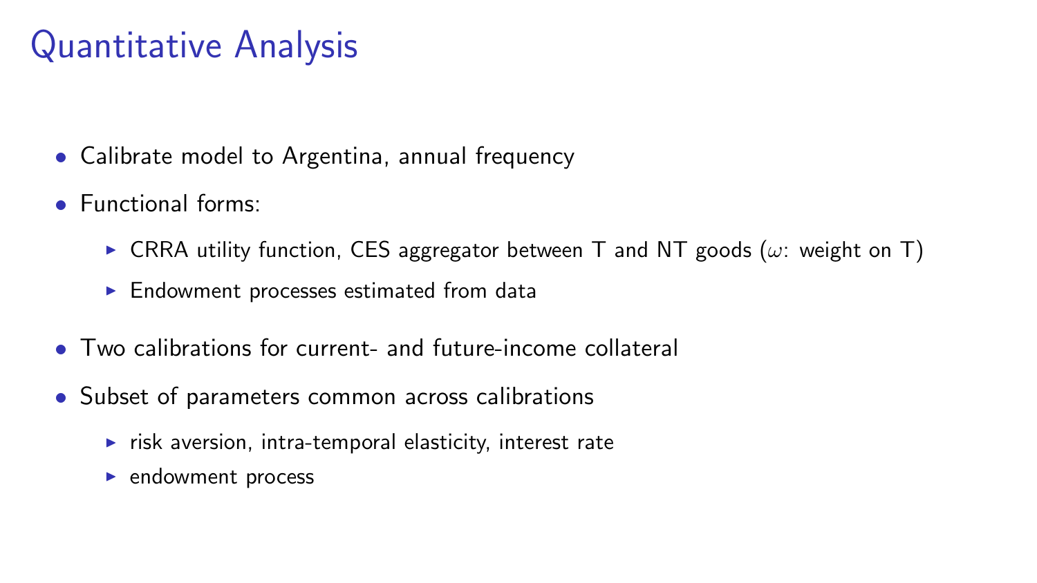# Quantitative Analysis

- Calibrate model to Argentina, annual frequency
- Functional forms:
  - CRRA utility function, CES aggregator between T and NT goods ($\omega$: weight on T)
  - Endowment processes estimated from data
- Two calibrations for current- and future-income collateral
- Subset of parameters common across calibrations
  - risk aversion, intra-temporal elasticity, interest rate
  - endowment process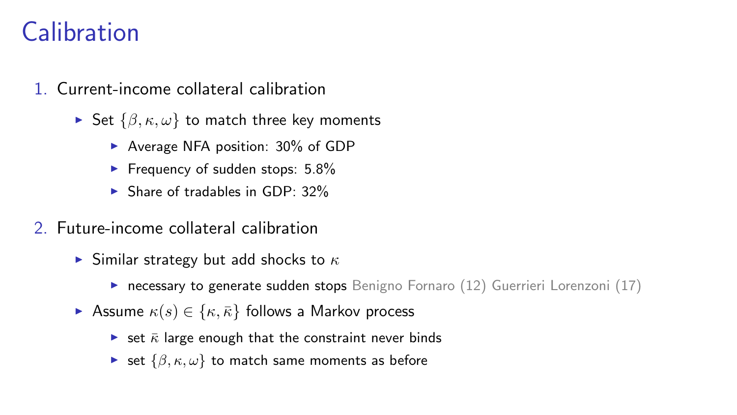# Calibration

1. Current-income collateral calibration
   - Set $\{\beta, \kappa, \omega\}$ to match three key moments
     - Average NFA position: 30% of GDP
     - Frequency of sudden stops: 5.8%
     - Share of tradables in GDP: 32%
2. Future-income collateral calibration
   - Similar strategy but add shocks to $\kappa$
     - necessary to generate sudden stops Benigno Fornaro (12) Guerrieri Lorenzoni (17)
   - Assume $\kappa(s) \in \{\kappa, \bar{\kappa}\}$ follows a Markov process
     - set $\bar{\kappa}$ large enough that the constraint never binds
     - set $\{\beta, \kappa, \omega\}$ to match same moments as before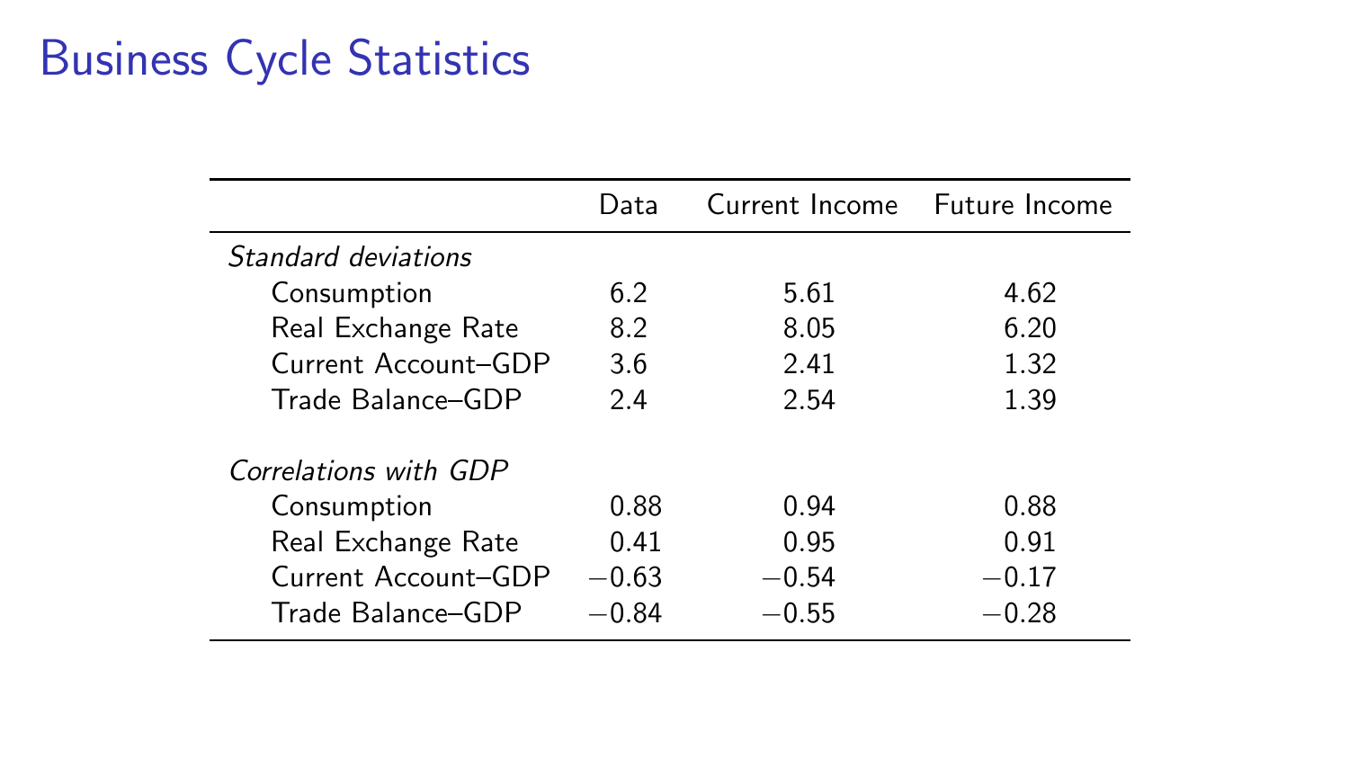# Business Cycle Statistics

| | Data | Current Income | Future Income |
|---|---|---|---|
| *Standard deviations* | | | |
| Consumption | 6.2 | 5.61 | 4.62 |
| Real Exchange Rate | 8.2 | 8.05 | 6.20 |
| Current Account–GDP | 3.6 | 2.41 | 1.32 |
| Trade Balance–GDP | 2.4 | 2.54 | 1.39 |
| *Correlations with GDP* | | | |
| Consumption | 0.88 | 0.94 | 0.88 |
| Real Exchange Rate | 0.41 | 0.95 | 0.91 |
| Current Account–GDP | −0.63 | −0.54 | −0.17 |
| Trade Balance–GDP | −0.84 | −0.55 | −0.28 |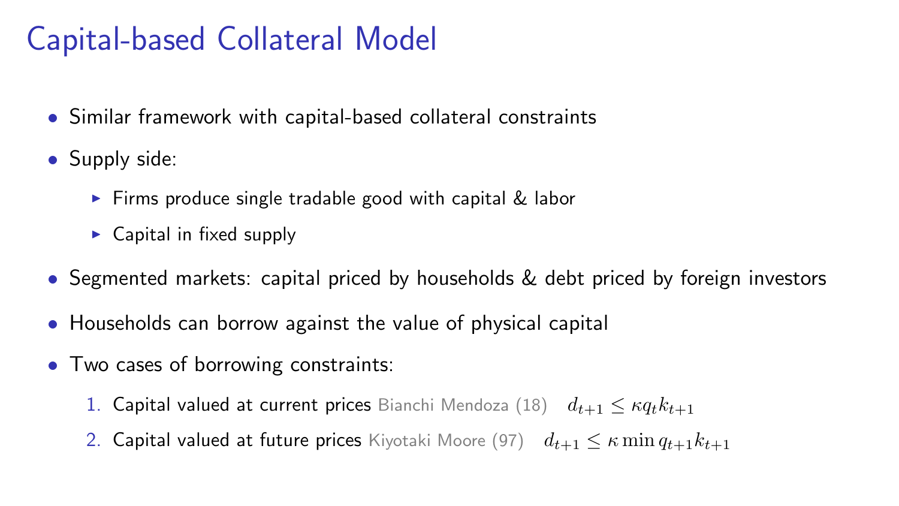# Capital-based Collateral Model

- Similar framework with capital-based collateral constraints
- Supply side:
  - Firms produce single tradable good with capital & labor
  - Capital in fixed supply
- Segmented markets: capital priced by households & debt priced by foreign investors
- Households can borrow against the value of physical capital
- Two cases of borrowing constraints:
  1. Capital valued at current prices Bianchi Mendoza (18) $d_{t+1} \leq \kappa q_t k_{t+1}$
  2. Capital valued at future prices Kiyotaki Moore (97) $d_{t+1} \leq \kappa \min q_{t+1} k_{t+1}$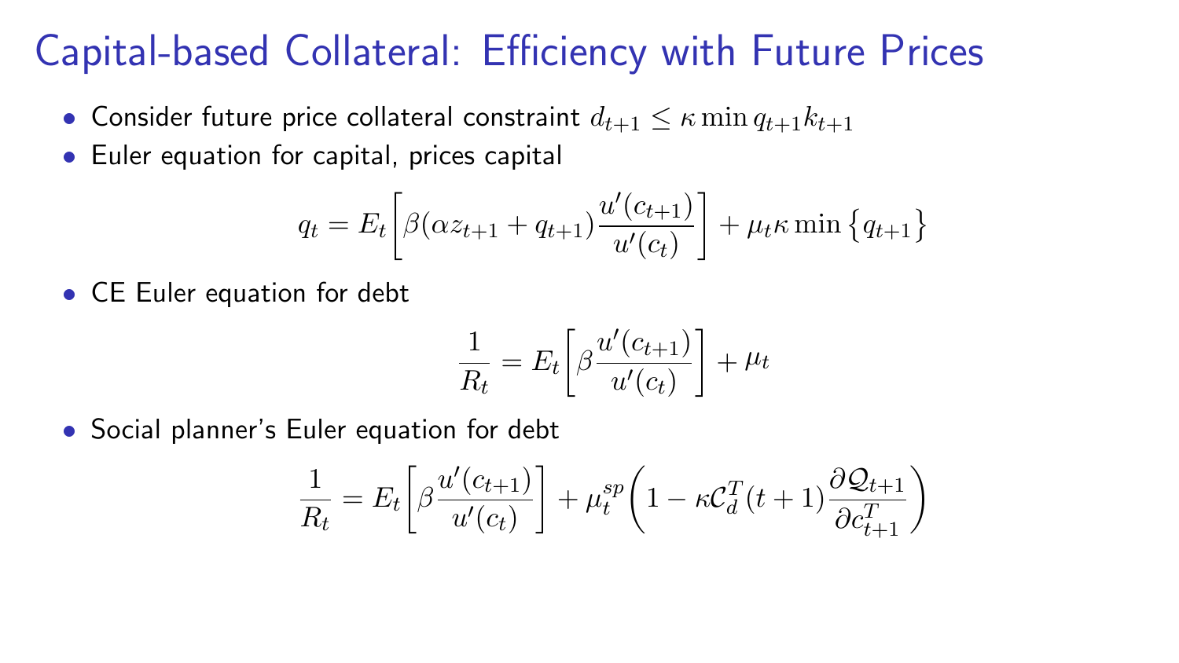# Capital-based Collateral: Efficiency with Future Prices

- Consider future price collateral constraint $d_{t+1} \leq \kappa \min q_{t+1} k_{t+1}$
- Euler equation for capital, prices capital

$$q_t = E_t\left[\beta(\alpha z_{t+1} + q_{t+1})\frac{u'(c_{t+1})}{u'(c_t)}\right] + \mu_t \kappa \min\left\{q_{t+1}\right\}$$

- CE Euler equation for debt

$$\frac{1}{R_t} = E_t\left[\beta \frac{u'(c_{t+1})}{u'(c_t)}\right] + \mu_t$$

- Social planner's Euler equation for debt

$$\frac{1}{R_t} = E_t\left[\beta \frac{u'(c_{t+1})}{u'(c_t)}\right] + \mu_t^{sp}\left(1 - \kappa \mathcal{C}_d^T(t+1)\frac{\partial \mathcal{Q}_{t+1}}{\partial c_{t+1}^T}\right)$$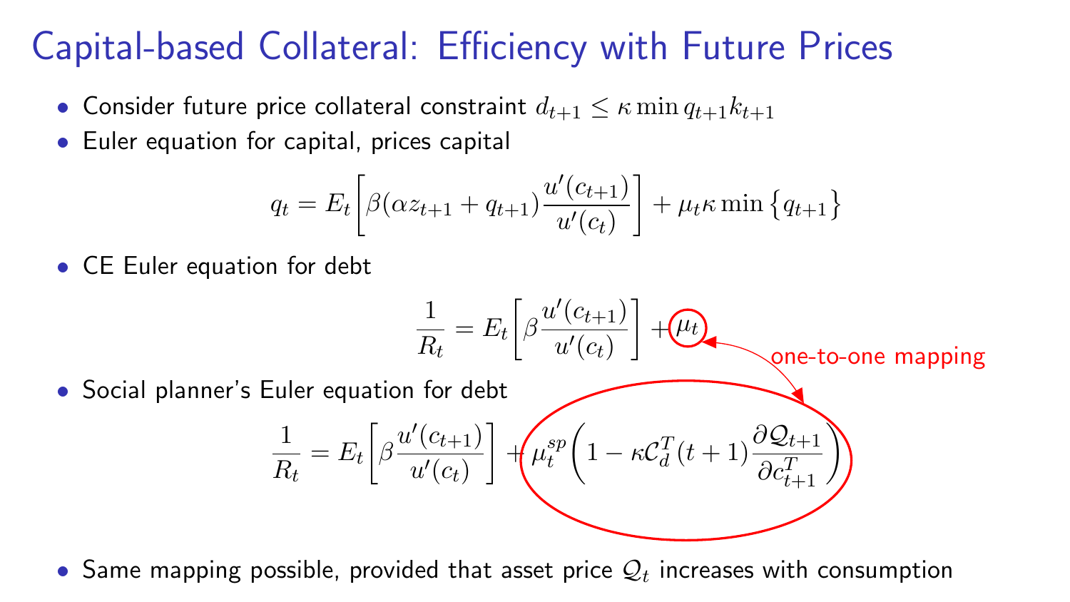# Capital-based Collateral: Efficiency with Future Prices

- Consider future price collateral constraint $d_{t+1} \leq \kappa \min q_{t+1} k_{t+1}$
- Euler equation for capital, prices capital

$$q_t = E_t\left[\beta(\alpha z_{t+1} + q_{t+1})\frac{u'(c_{t+1})}{u'(c_t)}\right] + \mu_t \kappa \min\left\{q_{t+1}\right\}$$

- CE Euler equation for debt

$$\frac{1}{R_t} = E_t\left[\beta\frac{u'(c_{t+1})}{u'(c_t)}\right] + \mu_t$$

one-to-one mapping

- Social planner's Euler equation for debt

$$\frac{1}{R_t} = E_t\left[\beta\frac{u'(c_{t+1})}{u'(c_t)}\right] + \mu_t^{sp}\left(1 - \kappa \mathcal{C}_d^T(t+1)\frac{\partial \mathcal{Q}_{t+1}}{\partial c_{t+1}^T}\right)$$

- Same mapping possible, provided that asset price $\mathcal{Q}_t$ increases with consumption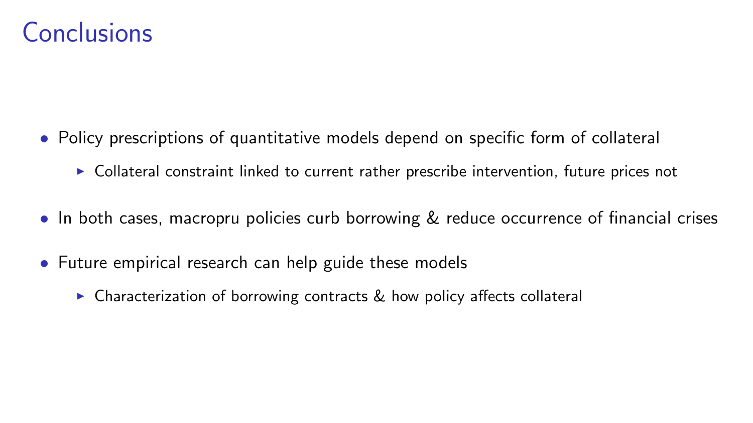# Conclusions

- Policy prescriptions of quantitative models depend on specific form of collateral
  - Collateral constraint linked to current rather prescribe intervention, future prices not
- In both cases, macropru policies curb borrowing & reduce occurrence of financial crises
- Future empirical research can help guide these models
  - Characterization of borrowing contracts & how policy affects collateral